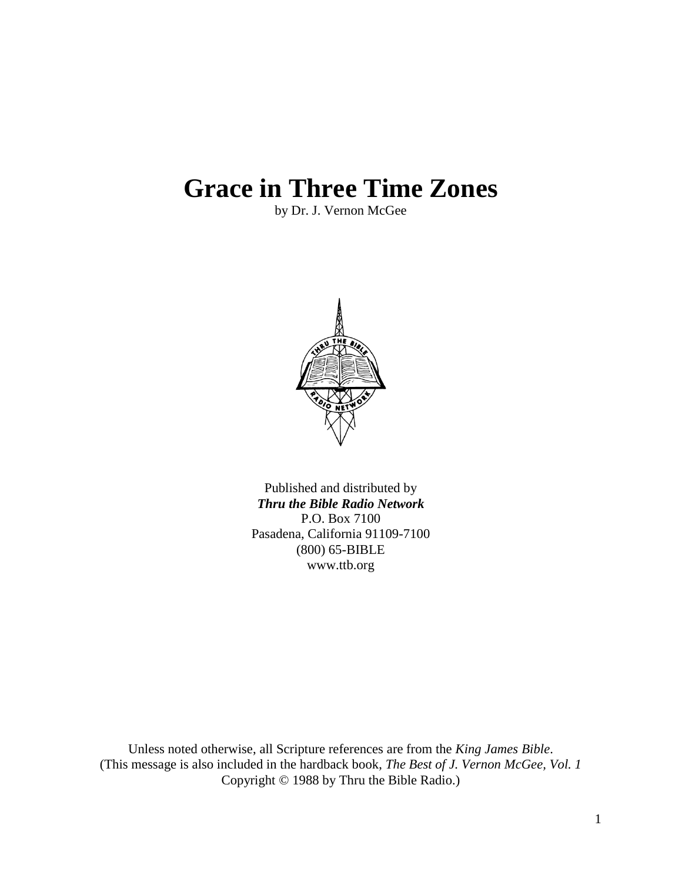# Grace in Three Time Zones

by Dr. J. Vernon McGee

Published and distributed by

***Thru the Bible Radio Network***

P.O. Box 7100

Pasadena, California 91109-7100

(800) 65-BIBLE

www.ttb.org

Unless noted otherwise, all Scripture references are from the *King James Bible*.

(This message is also included in the hardback book, *The Best of J. Vernon McGee, Vol. 1*

Copyright © 1988 by Thru the Bible Radio.)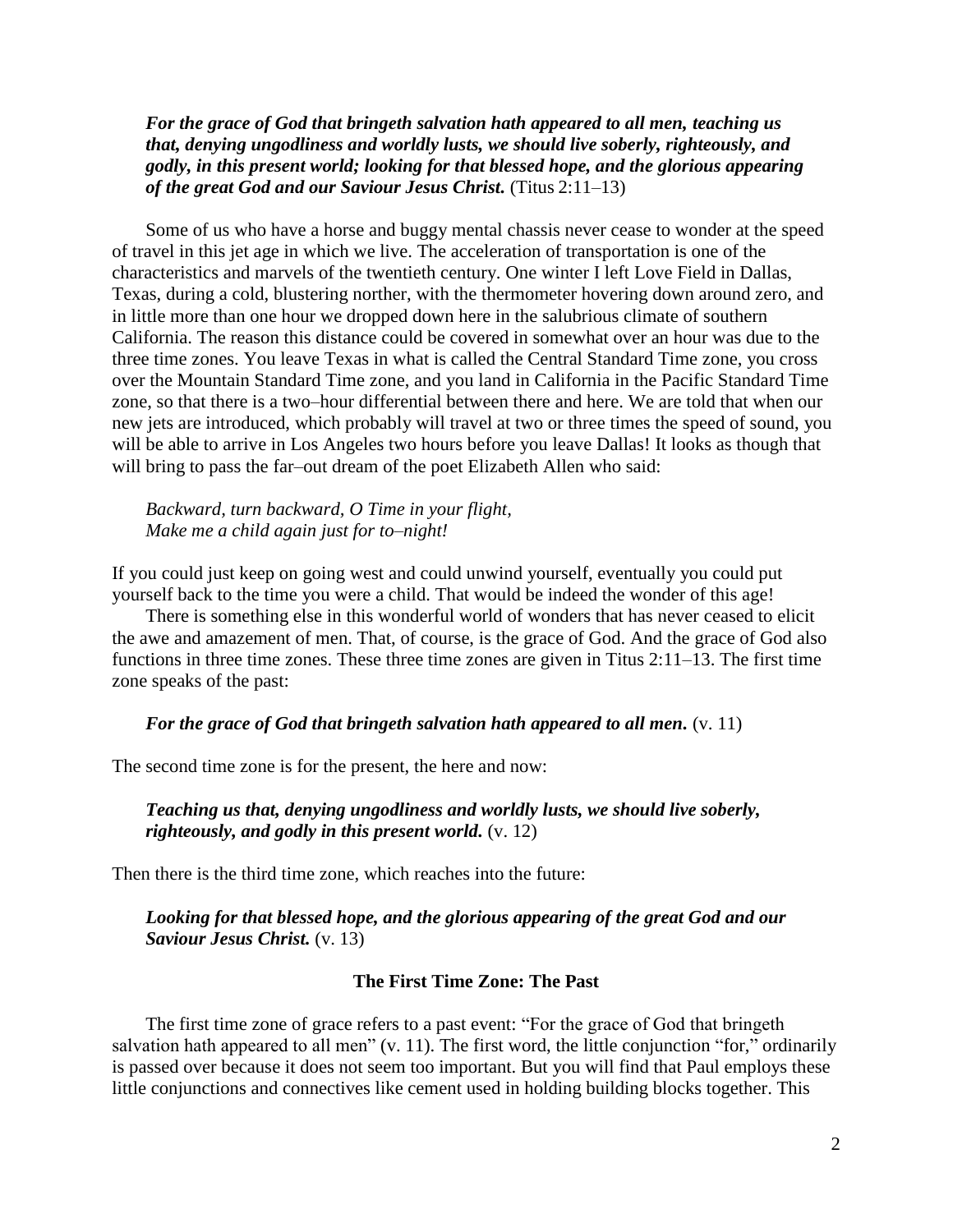> ***For the grace of God that bringeth salvation hath appeared to all men, teaching us that, denying ungodliness and worldly lusts, we should live soberly, righteously, and godly, in this present world; looking for that blessed hope, and the glorious appearing of the great God and our Saviour Jesus Christ.*** (Titus 2:11–13)

Some of us who have a horse and buggy mental chassis never cease to wonder at the speed of travel in this jet age in which we live. The acceleration of transportation is one of the characteristics and marvels of the twentieth century. One winter I left Love Field in Dallas, Texas, during a cold, blustering norther, with the thermometer hovering down around zero, and in little more than one hour we dropped down here in the salubrious climate of southern California. The reason this distance could be covered in somewhat over an hour was due to the three time zones. You leave Texas in what is called the Central Standard Time zone, you cross over the Mountain Standard Time zone, and you land in California in the Pacific Standard Time zone, so that there is a two–hour differential between there and here. We are told that when our new jets are introduced, which probably will travel at two or three times the speed of sound, you will be able to arrive in Los Angeles two hours before you leave Dallas! It looks as though that will bring to pass the far–out dream of the poet Elizabeth Allen who said:

> *Backward, turn backward, O Time in your flight,*
> *Make me a child again just for to–night!*

If you could just keep on going west and could unwind yourself, eventually you could put yourself back to the time you were a child. That would be indeed the wonder of this age!

There is something else in this wonderful world of wonders that has never ceased to elicit the awe and amazement of men. That, of course, is the grace of God. And the grace of God also functions in three time zones. These three time zones are given in Titus 2:11–13. The first time zone speaks of the past:

> ***For the grace of God that bringeth salvation hath appeared to all men.*** (v. 11)

The second time zone is for the present, the here and now:

> ***Teaching us that, denying ungodliness and worldly lusts, we should live soberly, righteously, and godly in this present world.*** (v. 12)

Then there is the third time zone, which reaches into the future:

> ***Looking for that blessed hope, and the glorious appearing of the great God and our Saviour Jesus Christ.*** (v. 13)

## The First Time Zone: The Past

The first time zone of grace refers to a past event: "For the grace of God that bringeth salvation hath appeared to all men" (v. 11). The first word, the little conjunction "for," ordinarily is passed over because it does not seem too important. But you will find that Paul employs these little conjunctions and connectives like cement used in holding building blocks together. This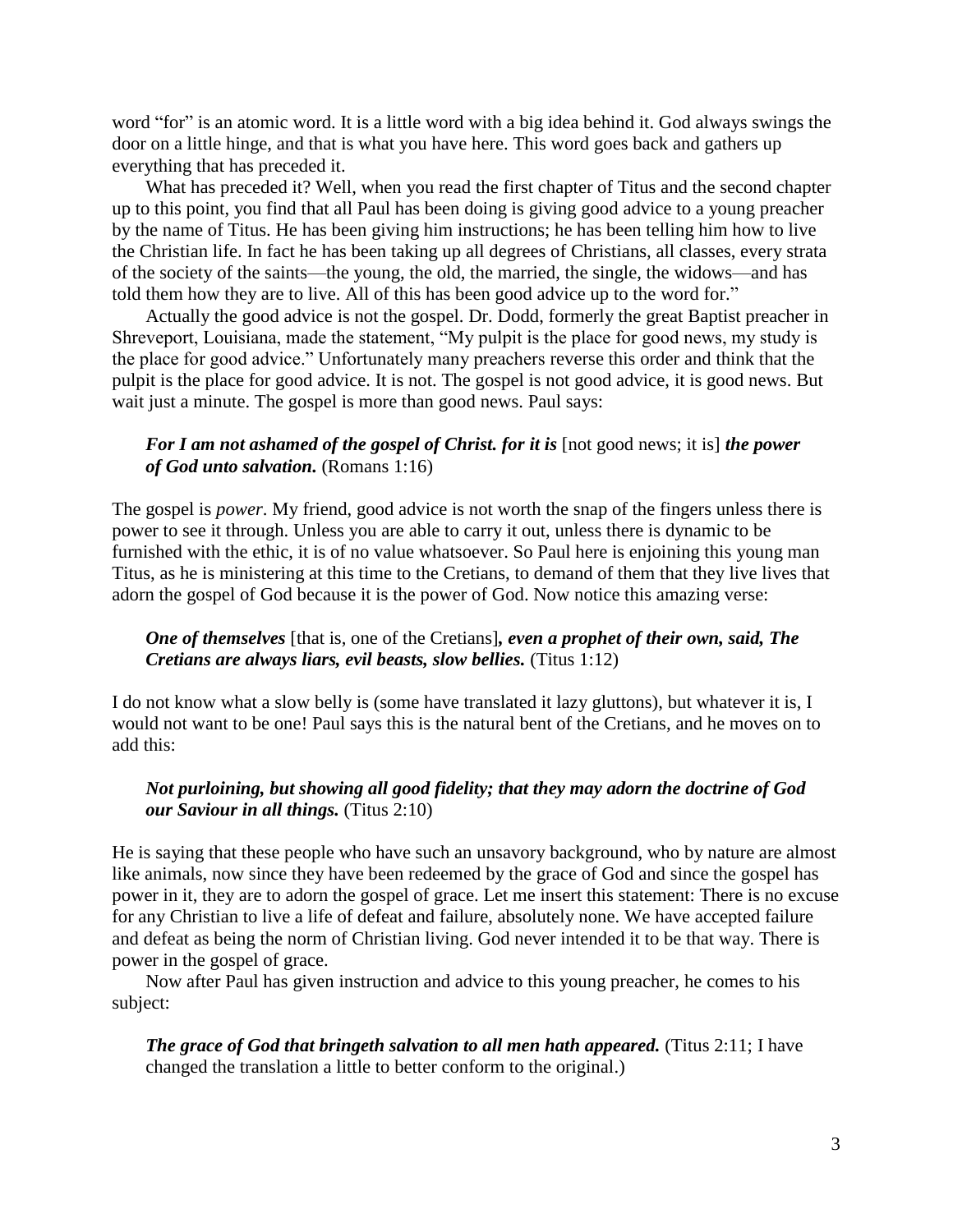word "for" is an atomic word. It is a little word with a big idea behind it. God always swings the door on a little hinge, and that is what you have here. This word goes back and gathers up everything that has preceded it.

What has preceded it? Well, when you read the first chapter of Titus and the second chapter up to this point, you find that all Paul has been doing is giving good advice to a young preacher by the name of Titus. He has been giving him instructions; he has been telling him how to live the Christian life. In fact he has been taking up all degrees of Christians, all classes, every strata of the society of the saints—the young, the old, the married, the single, the widows—and has told them how they are to live. All of this has been good advice up to the word for."

Actually the good advice is not the gospel. Dr. Dodd, formerly the great Baptist preacher in Shreveport, Louisiana, made the statement, "My pulpit is the place for good news, my study is the place for good advice." Unfortunately many preachers reverse this order and think that the pulpit is the place for good advice. It is not. The gospel is not good advice, it is good news. But wait just a minute. The gospel is more than good news. Paul says:

> ***For I am not ashamed of the gospel of Christ. for it is*** [not good news; it is] ***the power of God unto salvation.*** (Romans 1:16)

The gospel is *power*. My friend, good advice is not worth the snap of the fingers unless there is power to see it through. Unless you are able to carry it out, unless there is dynamic to be furnished with the ethic, it is of no value whatsoever. So Paul here is enjoining this young man Titus, as he is ministering at this time to the Cretians, to demand of them that they live lives that adorn the gospel of God because it is the power of God. Now notice this amazing verse:

> ***One of themselves*** [that is, one of the Cretians]***, even a prophet of their own, said, The Cretians are always liars, evil beasts, slow bellies.*** (Titus 1:12)

I do not know what a slow belly is (some have translated it lazy gluttons), but whatever it is, I would not want to be one! Paul says this is the natural bent of the Cretians, and he moves on to add this:

> ***Not purloining, but showing all good fidelity; that they may adorn the doctrine of God our Saviour in all things.*** (Titus 2:10)

He is saying that these people who have such an unsavory background, who by nature are almost like animals, now since they have been redeemed by the grace of God and since the gospel has power in it, they are to adorn the gospel of grace. Let me insert this statement: There is no excuse for any Christian to live a life of defeat and failure, absolutely none. We have accepted failure and defeat as being the norm of Christian living. God never intended it to be that way. There is power in the gospel of grace.

Now after Paul has given instruction and advice to this young preacher, he comes to his subject:

> ***The grace of God that bringeth salvation to all men hath appeared.*** (Titus 2:11; I have changed the translation a little to better conform to the original.)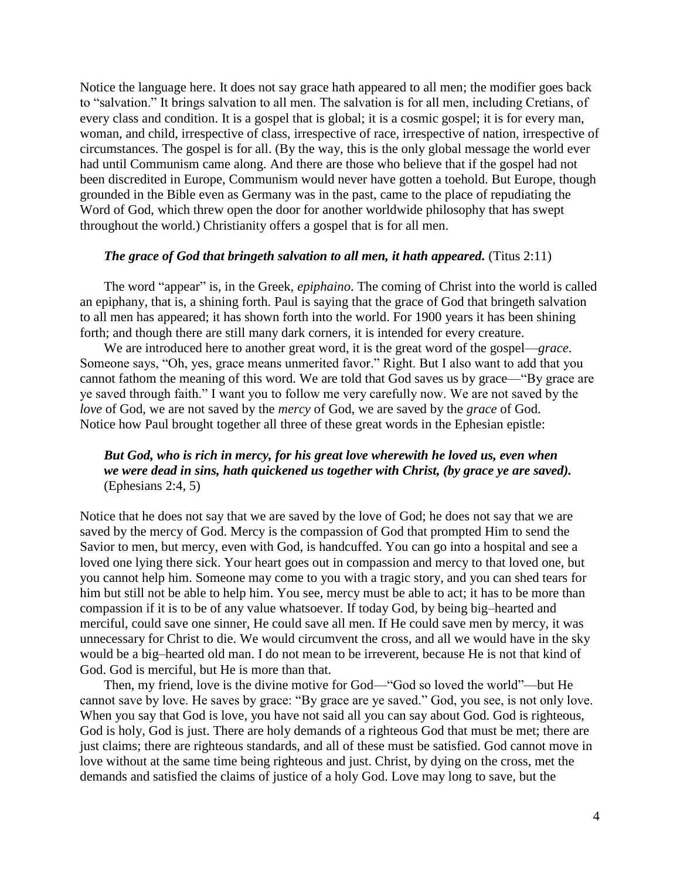Notice the language here. It does not say grace hath appeared to all men; the modifier goes back to "salvation." It brings salvation to all men. The salvation is for all men, including Cretians, of every class and condition. It is a gospel that is global; it is a cosmic gospel; it is for every man, woman, and child, irrespective of class, irrespective of race, irrespective of nation, irrespective of circumstances. The gospel is for all. (By the way, this is the only global message the world ever had until Communism came along. And there are those who believe that if the gospel had not been discredited in Europe, Communism would never have gotten a toehold. But Europe, though grounded in the Bible even as Germany was in the past, came to the place of repudiating the Word of God, which threw open the door for another worldwide philosophy that has swept throughout the world.) Christianity offers a gospel that is for all men.

> ***The grace of God that bringeth salvation to all men, it hath appeared.*** (Titus 2:11)

The word "appear" is, in the Greek, *epiphaino*. The coming of Christ into the world is called an epiphany, that is, a shining forth. Paul is saying that the grace of God that bringeth salvation to all men has appeared; it has shown forth into the world. For 1900 years it has been shining forth; and though there are still many dark corners, it is intended for every creature.

We are introduced here to another great word, it is the great word of the gospel—*grace*. Someone says, "Oh, yes, grace means unmerited favor." Right. But I also want to add that you cannot fathom the meaning of this word. We are told that God saves us by grace—"By grace are ye saved through faith." I want you to follow me very carefully now. We are not saved by the *love* of God, we are not saved by the *mercy* of God, we are saved by the *grace* of God. Notice how Paul brought together all three of these great words in the Ephesian epistle:

> ***But God, who is rich in mercy, for his great love wherewith he loved us, even when we were dead in sins, hath quickened us together with Christ, (by grace ye are saved).*** (Ephesians 2:4, 5)

Notice that he does not say that we are saved by the love of God; he does not say that we are saved by the mercy of God. Mercy is the compassion of God that prompted Him to send the Savior to men, but mercy, even with God, is handcuffed. You can go into a hospital and see a loved one lying there sick. Your heart goes out in compassion and mercy to that loved one, but you cannot help him. Someone may come to you with a tragic story, and you can shed tears for him but still not be able to help him. You see, mercy must be able to act; it has to be more than compassion if it is to be of any value whatsoever. If today God, by being big–hearted and merciful, could save one sinner, He could save all men. If He could save men by mercy, it was unnecessary for Christ to die. We would circumvent the cross, and all we would have in the sky would be a big–hearted old man. I do not mean to be irreverent, because He is not that kind of God. God is merciful, but He is more than that.

Then, my friend, love is the divine motive for God—"God so loved the world"—but He cannot save by love. He saves by grace: "By grace are ye saved." God, you see, is not only love. When you say that God is love, you have not said all you can say about God. God is righteous, God is holy, God is just. There are holy demands of a righteous God that must be met; there are just claims; there are righteous standards, and all of these must be satisfied. God cannot move in love without at the same time being righteous and just. Christ, by dying on the cross, met the demands and satisfied the claims of justice of a holy God. Love may long to save, but the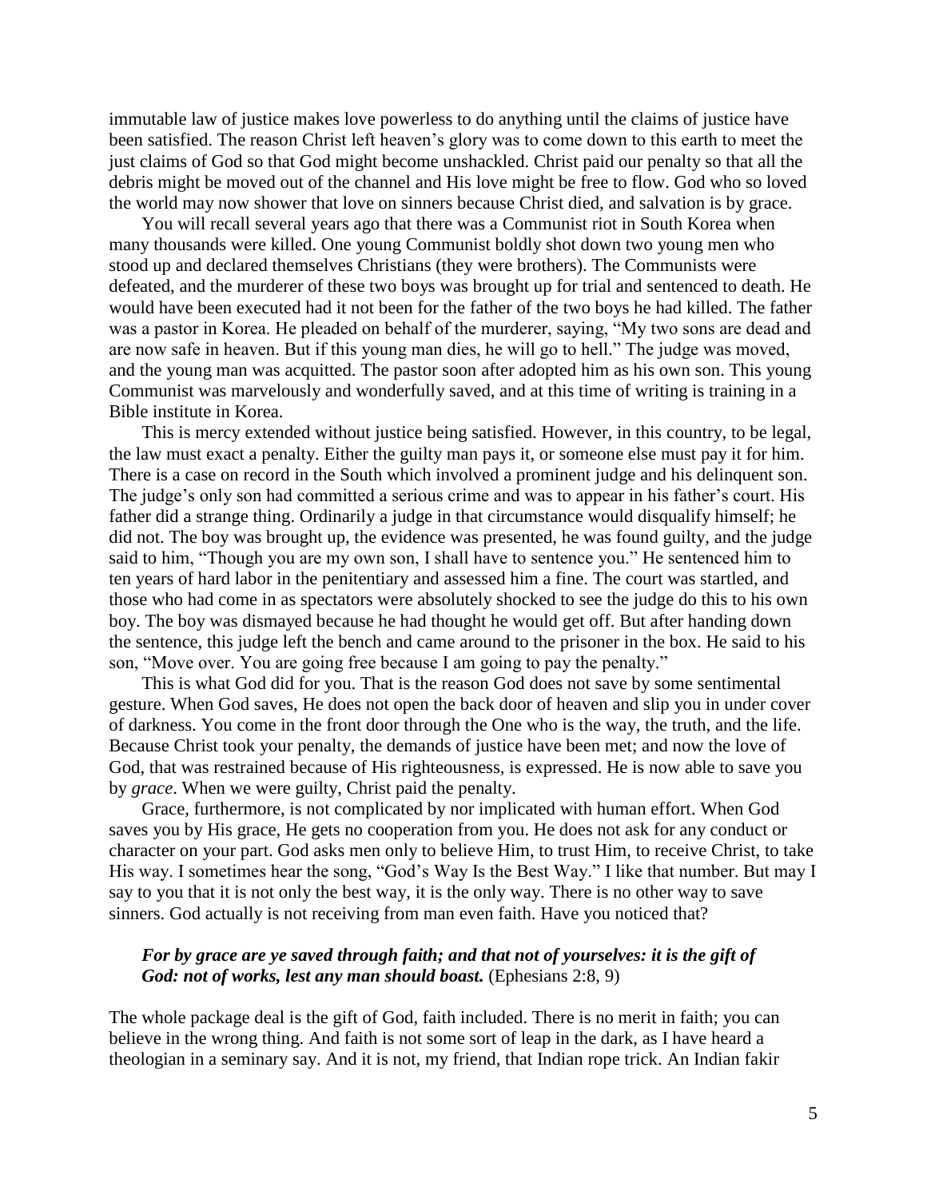immutable law of justice makes love powerless to do anything until the claims of justice have been satisfied. The reason Christ left heaven's glory was to come down to this earth to meet the just claims of God so that God might become unshackled. Christ paid our penalty so that all the debris might be moved out of the channel and His love might be free to flow. God who so loved the world may now shower that love on sinners because Christ died, and salvation is by grace.

You will recall several years ago that there was a Communist riot in South Korea when many thousands were killed. One young Communist boldly shot down two young men who stood up and declared themselves Christians (they were brothers). The Communists were defeated, and the murderer of these two boys was brought up for trial and sentenced to death. He would have been executed had it not been for the father of the two boys he had killed. The father was a pastor in Korea. He pleaded on behalf of the murderer, saying, "My two sons are dead and are now safe in heaven. But if this young man dies, he will go to hell." The judge was moved, and the young man was acquitted. The pastor soon after adopted him as his own son. This young Communist was marvelously and wonderfully saved, and at this time of writing is training in a Bible institute in Korea.

This is mercy extended without justice being satisfied. However, in this country, to be legal, the law must exact a penalty. Either the guilty man pays it, or someone else must pay it for him. There is a case on record in the South which involved a prominent judge and his delinquent son. The judge's only son had committed a serious crime and was to appear in his father's court. His father did a strange thing. Ordinarily a judge in that circumstance would disqualify himself; he did not. The boy was brought up, the evidence was presented, he was found guilty, and the judge said to him, "Though you are my own son, I shall have to sentence you." He sentenced him to ten years of hard labor in the penitentiary and assessed him a fine. The court was startled, and those who had come in as spectators were absolutely shocked to see the judge do this to his own boy. The boy was dismayed because he had thought he would get off. But after handing down the sentence, this judge left the bench and came around to the prisoner in the box. He said to his son, "Move over. You are going free because I am going to pay the penalty."

This is what God did for you. That is the reason God does not save by some sentimental gesture. When God saves, He does not open the back door of heaven and slip you in under cover of darkness. You come in the front door through the One who is the way, the truth, and the life. Because Christ took your penalty, the demands of justice have been met; and now the love of God, that was restrained because of His righteousness, is expressed. He is now able to save you by *grace*. When we were guilty, Christ paid the penalty.

Grace, furthermore, is not complicated by nor implicated with human effort. When God saves you by His grace, He gets no cooperation from you. He does not ask for any conduct or character on your part. God asks men only to believe Him, to trust Him, to receive Christ, to take His way. I sometimes hear the song, "God's Way Is the Best Way." I like that number. But may I say to you that it is not only the best way, it is the only way. There is no other way to save sinners. God actually is not receiving from man even faith. Have you noticed that?

> ***For by grace are ye saved through faith; and that not of yourselves: it is the gift of God: not of works, lest any man should boast.*** (Ephesians 2:8, 9)

The whole package deal is the gift of God, faith included. There is no merit in faith; you can believe in the wrong thing. And faith is not some sort of leap in the dark, as I have heard a theologian in a seminary say. And it is not, my friend, that Indian rope trick. An Indian fakir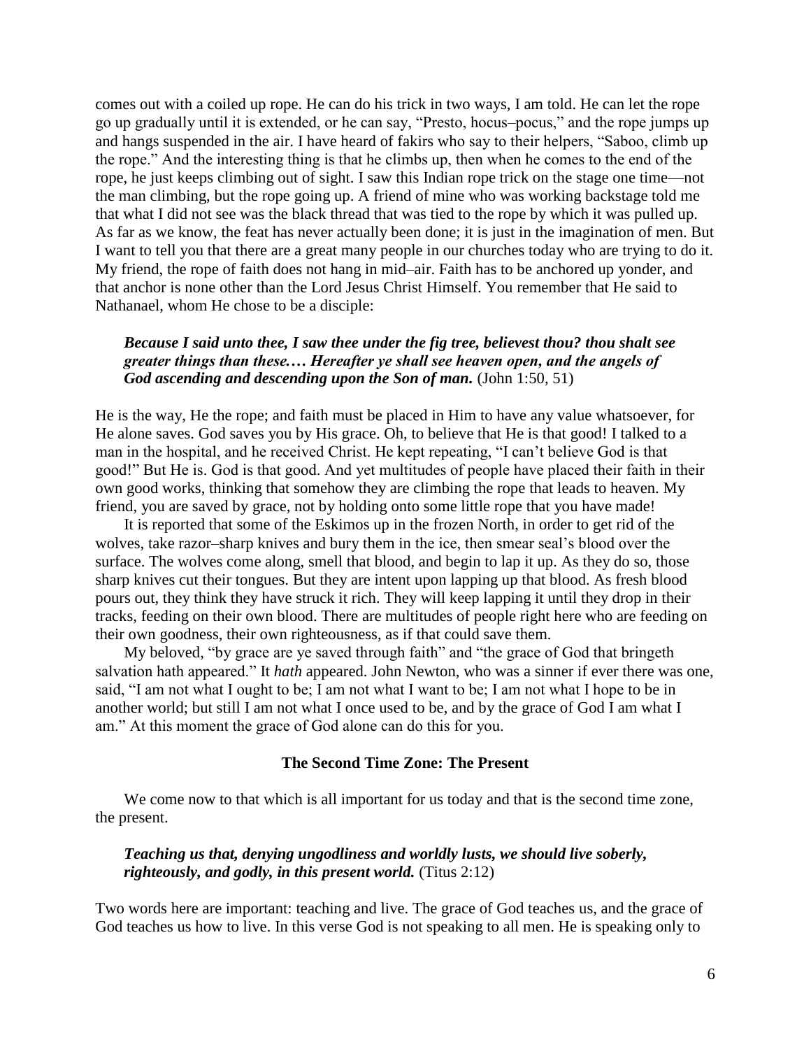comes out with a coiled up rope. He can do his trick in two ways, I am told. He can let the rope go up gradually until it is extended, or he can say, "Presto, hocus–pocus," and the rope jumps up and hangs suspended in the air. I have heard of fakirs who say to their helpers, "Saboo, climb up the rope." And the interesting thing is that he climbs up, then when he comes to the end of the rope, he just keeps climbing out of sight. I saw this Indian rope trick on the stage one time—not the man climbing, but the rope going up. A friend of mine who was working backstage told me that what I did not see was the black thread that was tied to the rope by which it was pulled up. As far as we know, the feat has never actually been done; it is just in the imagination of men. But I want to tell you that there are a great many people in our churches today who are trying to do it. My friend, the rope of faith does not hang in mid–air. Faith has to be anchored up yonder, and that anchor is none other than the Lord Jesus Christ Himself. You remember that He said to Nathanael, whom He chose to be a disciple:

> ***Because I said unto thee, I saw thee under the fig tree, believest thou? thou shalt see greater things than these.… Hereafter ye shall see heaven open, and the angels of God ascending and descending upon the Son of man.*** (John 1:50, 51)

He is the way, He the rope; and faith must be placed in Him to have any value whatsoever, for He alone saves. God saves you by His grace. Oh, to believe that He is that good! I talked to a man in the hospital, and he received Christ. He kept repeating, "I can't believe God is that good!" But He is. God is that good. And yet multitudes of people have placed their faith in their own good works, thinking that somehow they are climbing the rope that leads to heaven. My friend, you are saved by grace, not by holding onto some little rope that you have made!

It is reported that some of the Eskimos up in the frozen North, in order to get rid of the wolves, take razor–sharp knives and bury them in the ice, then smear seal's blood over the surface. The wolves come along, smell that blood, and begin to lap it up. As they do so, those sharp knives cut their tongues. But they are intent upon lapping up that blood. As fresh blood pours out, they think they have struck it rich. They will keep lapping it until they drop in their tracks, feeding on their own blood. There are multitudes of people right here who are feeding on their own goodness, their own righteousness, as if that could save them.

My beloved, "by grace are ye saved through faith" and "the grace of God that bringeth salvation hath appeared." It *hath* appeared. John Newton, who was a sinner if ever there was one, said, "I am not what I ought to be; I am not what I want to be; I am not what I hope to be in another world; but still I am not what I once used to be, and by the grace of God I am what I am." At this moment the grace of God alone can do this for you.

## The Second Time Zone: The Present

We come now to that which is all important for us today and that is the second time zone, the present.

> ***Teaching us that, denying ungodliness and worldly lusts, we should live soberly, righteously, and godly, in this present world.*** (Titus 2:12)

Two words here are important: teaching and live. The grace of God teaches us, and the grace of God teaches us how to live. In this verse God is not speaking to all men. He is speaking only to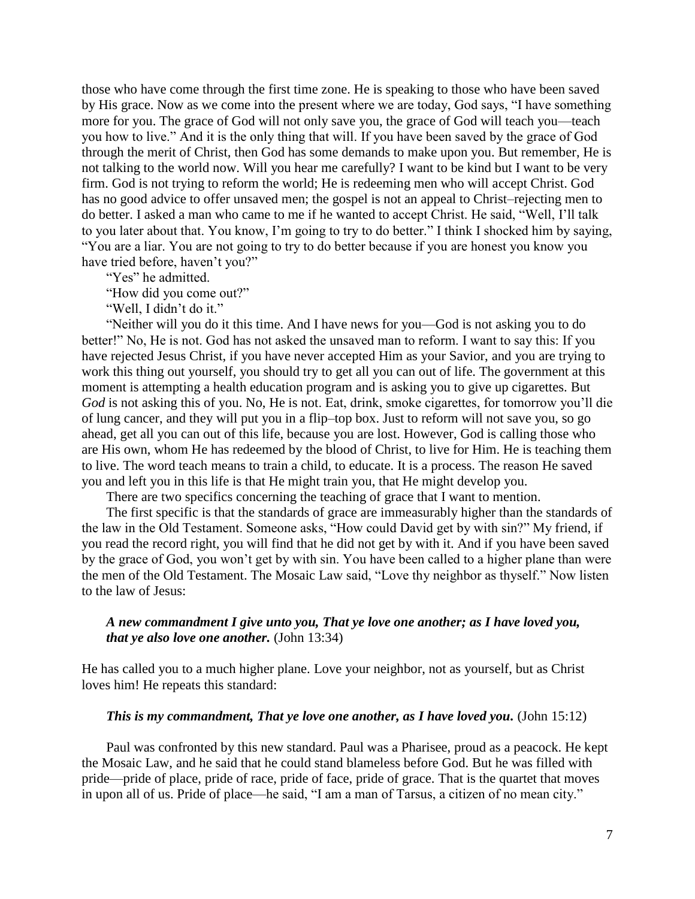those who have come through the first time zone. He is speaking to those who have been saved by His grace. Now as we come into the present where we are today, God says, "I have something more for you. The grace of God will not only save you, the grace of God will teach you—teach you how to live." And it is the only thing that will. If you have been saved by the grace of God through the merit of Christ, then God has some demands to make upon you. But remember, He is not talking to the world now. Will you hear me carefully? I want to be kind but I want to be very firm. God is not trying to reform the world; He is redeeming men who will accept Christ. God has no good advice to offer unsaved men; the gospel is not an appeal to Christ–rejecting men to do better. I asked a man who came to me if he wanted to accept Christ. He said, "Well, I'll talk to you later about that. You know, I'm going to try to do better." I think I shocked him by saying, "You are a liar. You are not going to try to do better because if you are honest you know you have tried before, haven't you?"

"Yes" he admitted.

"How did you come out?"

"Well, I didn't do it."

"Neither will you do it this time. And I have news for you—God is not asking you to do better!" No, He is not. God has not asked the unsaved man to reform. I want to say this: If you have rejected Jesus Christ, if you have never accepted Him as your Savior, and you are trying to work this thing out yourself, you should try to get all you can out of life. The government at this moment is attempting a health education program and is asking you to give up cigarettes. But *God* is not asking this of you. No, He is not. Eat, drink, smoke cigarettes, for tomorrow you'll die of lung cancer, and they will put you in a flip–top box. Just to reform will not save you, so go ahead, get all you can out of this life, because you are lost. However, God is calling those who are His own, whom He has redeemed by the blood of Christ, to live for Him. He is teaching them to live. The word teach means to train a child, to educate. It is a process. The reason He saved you and left you in this life is that He might train you, that He might develop you.

There are two specifics concerning the teaching of grace that I want to mention.

The first specific is that the standards of grace are immeasurably higher than the standards of the law in the Old Testament. Someone asks, "How could David get by with sin?" My friend, if you read the record right, you will find that he did not get by with it. And if you have been saved by the grace of God, you won't get by with sin. You have been called to a higher plane than were the men of the Old Testament. The Mosaic Law said, "Love thy neighbor as thyself." Now listen to the law of Jesus:

> ***A new commandment I give unto you, That ye love one another; as I have loved you, that ye also love one another.*** (John 13:34)

He has called you to a much higher plane. Love your neighbor, not as yourself, but as Christ loves him! He repeats this standard:

> ***This is my commandment, That ye love one another, as I have loved you.*** (John 15:12)

Paul was confronted by this new standard. Paul was a Pharisee, proud as a peacock. He kept the Mosaic Law, and he said that he could stand blameless before God. But he was filled with pride—pride of place, pride of race, pride of face, pride of grace. That is the quartet that moves in upon all of us. Pride of place—he said, "I am a man of Tarsus, a citizen of no mean city."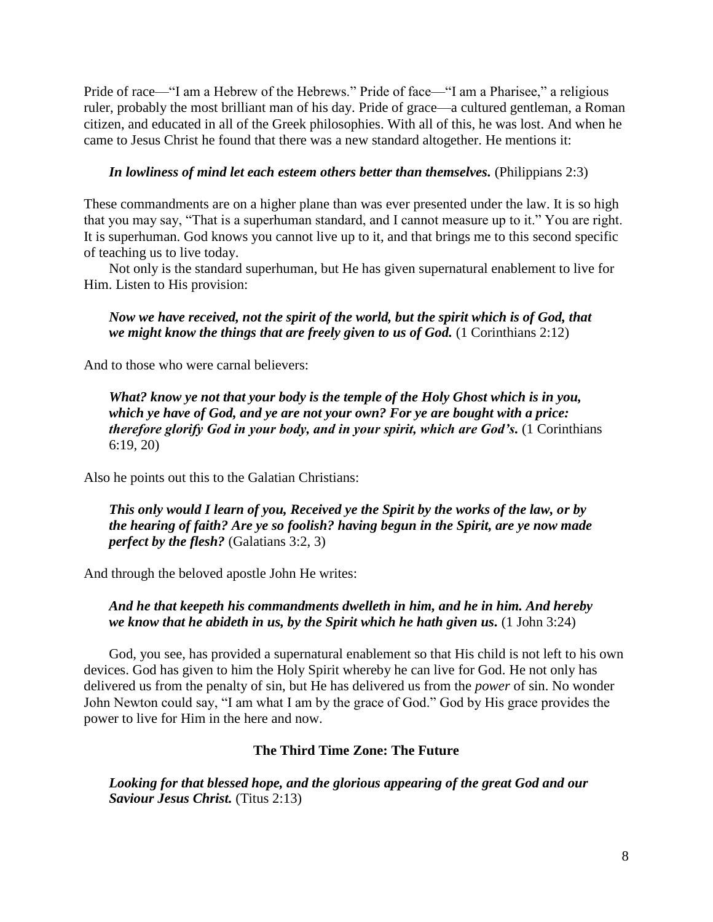Pride of race—"I am a Hebrew of the Hebrews." Pride of face—"I am a Pharisee," a religious ruler, probably the most brilliant man of his day. Pride of grace—a cultured gentleman, a Roman citizen, and educated in all of the Greek philosophies. With all of this, he was lost. And when he came to Jesus Christ he found that there was a new standard altogether. He mentions it:

> ***In lowliness of mind let each esteem others better than themselves.*** (Philippians 2:3)

These commandments are on a higher plane than was ever presented under the law. It is so high that you may say, "That is a superhuman standard, and I cannot measure up to it." You are right. It is superhuman. God knows you cannot live up to it, and that brings me to this second specific of teaching us to live today.

Not only is the standard superhuman, but He has given supernatural enablement to live for Him. Listen to His provision:

> ***Now we have received, not the spirit of the world, but the spirit which is of God, that we might know the things that are freely given to us of God.*** (1 Corinthians 2:12)

And to those who were carnal believers:

> ***What? know ye not that your body is the temple of the Holy Ghost which is in you, which ye have of God, and ye are not your own? For ye are bought with a price: therefore glorify God in your body, and in your spirit, which are God's.*** (1 Corinthians 6:19, 20)

Also he points out this to the Galatian Christians:

> ***This only would I learn of you, Received ye the Spirit by the works of the law, or by the hearing of faith? Are ye so foolish? having begun in the Spirit, are ye now made perfect by the flesh?*** (Galatians 3:2, 3)

And through the beloved apostle John He writes:

> ***And he that keepeth his commandments dwelleth in him, and he in him. And hereby we know that he abideth in us, by the Spirit which he hath given us.*** (1 John 3:24)

God, you see, has provided a supernatural enablement so that His child is not left to his own devices. God has given to him the Holy Spirit whereby he can live for God. He not only has delivered us from the penalty of sin, but He has delivered us from the *power* of sin. No wonder John Newton could say, "I am what I am by the grace of God." God by His grace provides the power to live for Him in the here and now.

### The Third Time Zone: The Future

> ***Looking for that blessed hope, and the glorious appearing of the great God and our Saviour Jesus Christ.*** (Titus 2:13)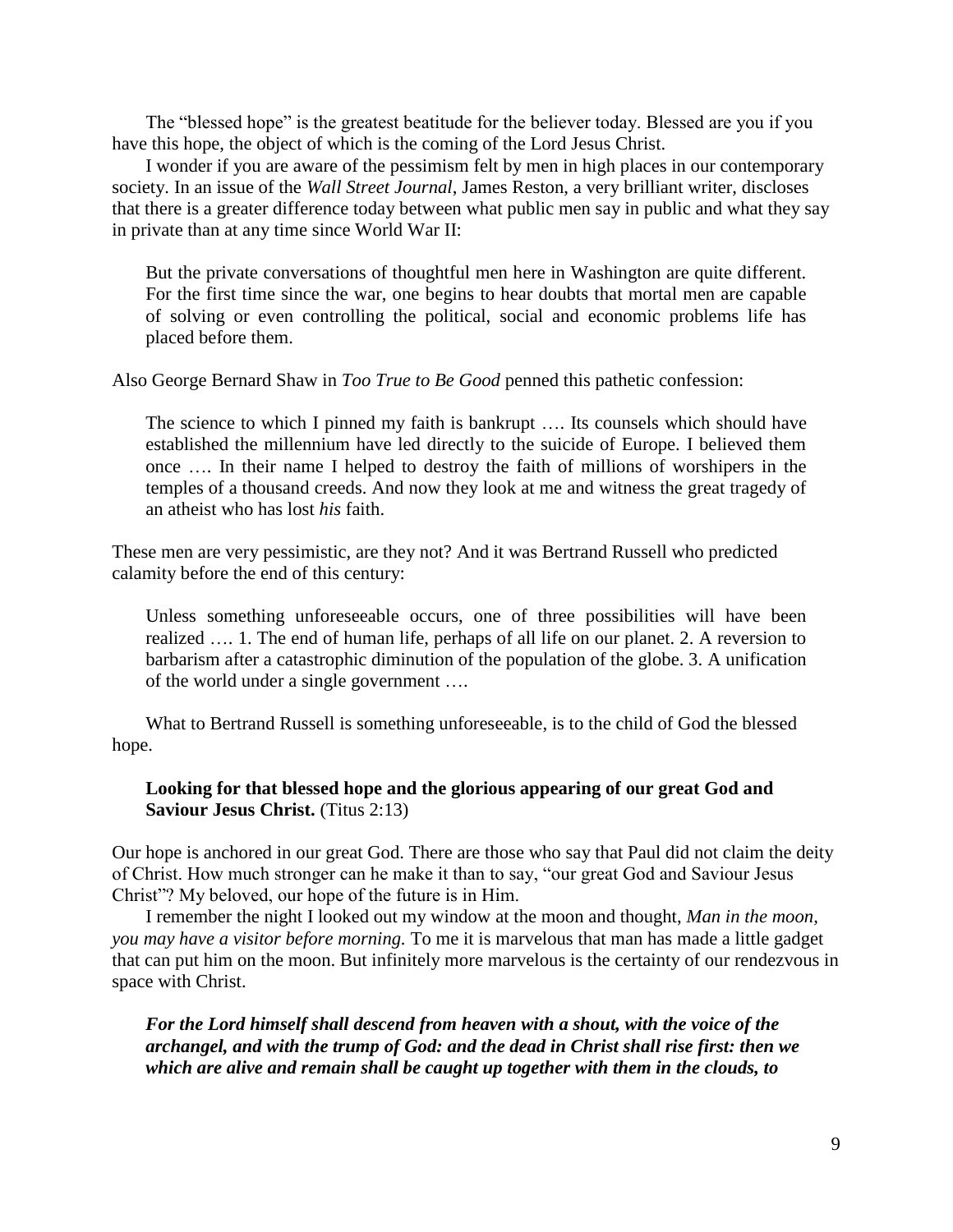The "blessed hope" is the greatest beatitude for the believer today. Blessed are you if you have this hope, the object of which is the coming of the Lord Jesus Christ.

I wonder if you are aware of the pessimism felt by men in high places in our contemporary society. In an issue of the *Wall Street Journal*, James Reston, a very brilliant writer, discloses that there is a greater difference today between what public men say in public and what they say in private than at any time since World War II:

> But the private conversations of thoughtful men here in Washington are quite different. For the first time since the war, one begins to hear doubts that mortal men are capable of solving or even controlling the political, social and economic problems life has placed before them.

Also George Bernard Shaw in *Too True to Be Good* penned this pathetic confession:

> The science to which I pinned my faith is bankrupt …. Its counsels which should have established the millennium have led directly to the suicide of Europe. I believed them once …. In their name I helped to destroy the faith of millions of worshipers in the temples of a thousand creeds. And now they look at me and witness the great tragedy of an atheist who has lost *his* faith.

These men are very pessimistic, are they not? And it was Bertrand Russell who predicted calamity before the end of this century:

> Unless something unforeseeable occurs, one of three possibilities will have been realized …. 1. The end of human life, perhaps of all life on our planet. 2. A reversion to barbarism after a catastrophic diminution of the population of the globe. 3. A unification of the world under a single government ….

What to Bertrand Russell is something unforeseeable, is to the child of God the blessed hope.

> **Looking for that blessed hope and the glorious appearing of our great God and Saviour Jesus Christ.** (Titus 2:13)

Our hope is anchored in our great God. There are those who say that Paul did not claim the deity of Christ. How much stronger can he make it than to say, "our great God and Saviour Jesus Christ"? My beloved, our hope of the future is in Him.

I remember the night I looked out my window at the moon and thought, *Man in the moon, you may have a visitor before morning.* To me it is marvelous that man has made a little gadget that can put him on the moon. But infinitely more marvelous is the certainty of our rendezvous in space with Christ.

> ***For the Lord himself shall descend from heaven with a shout, with the voice of the archangel, and with the trump of God: and the dead in Christ shall rise first: then we which are alive and remain shall be caught up together with them in the clouds, to***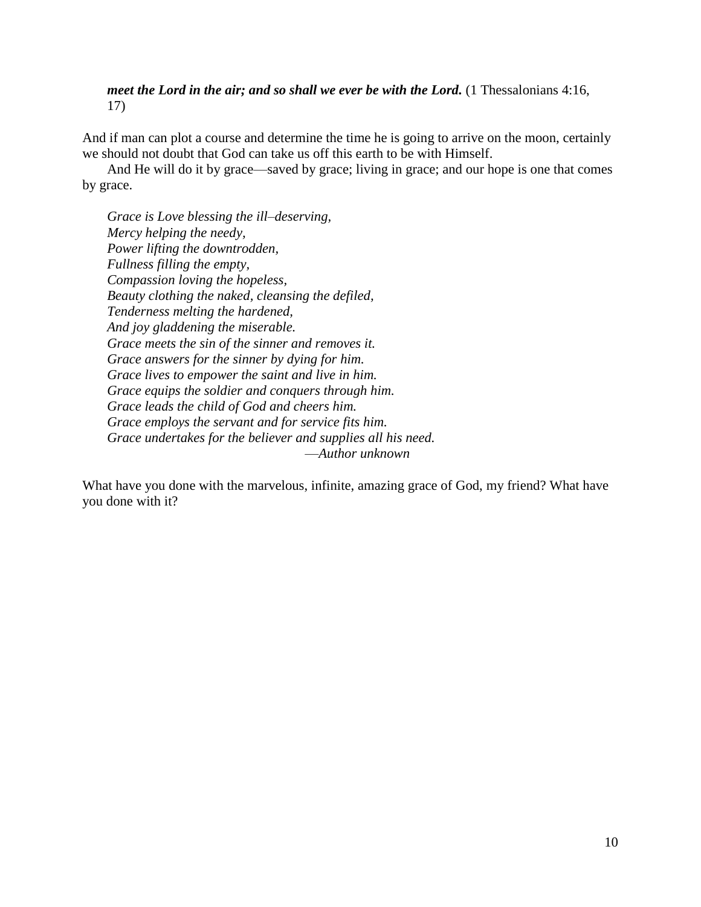***meet the Lord in the air; and so shall we ever be with the Lord.*** (1 Thessalonians 4:16, 17)

And if man can plot a course and determine the time he is going to arrive on the moon, certainly we should not doubt that God can take us off this earth to be with Himself.

And He will do it by grace—saved by grace; living in grace; and our hope is one that comes by grace.

*Grace is Love blessing the ill–deserving,*
*Mercy helping the needy,*
*Power lifting the downtrodden,*
*Fullness filling the empty,*
*Compassion loving the hopeless,*
*Beauty clothing the naked, cleansing the defiled,*
*Tenderness melting the hardened,*
*And joy gladdening the miserable.*
*Grace meets the sin of the sinner and removes it.*
*Grace answers for the sinner by dying for him.*
*Grace lives to empower the saint and live in him.*
*Grace equips the soldier and conquers through him.*
*Grace leads the child of God and cheers him.*
*Grace employs the servant and for service fits him.*
*Grace undertakes for the believer and supplies all his need.*
—*Author unknown*

What have you done with the marvelous, infinite, amazing grace of God, my friend? What have you done with it?